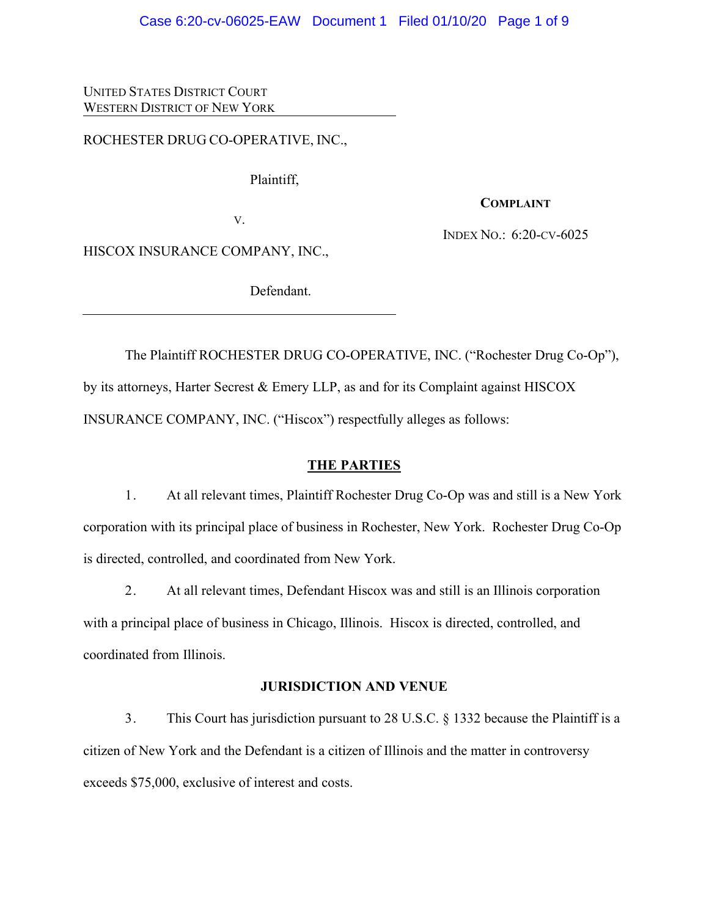UNITED STATES DISTRICT COURT
WESTERN DISTRICT OF NEW YORK

ROCHESTER DRUG CO-OPERATIVE, INC.,

Plaintiff,

v.

HISCOX INSURANCE COMPANY, INC.,

Defendant.

**COMPLAINT**

INDEX NO.: 6:20-CV-6025

The Plaintiff ROCHESTER DRUG CO-OPERATIVE, INC. ("Rochester Drug Co-Op"), by its attorneys, Harter Secrest & Emery LLP, as and for its Complaint against HISCOX INSURANCE COMPANY, INC. ("Hiscox") respectfully alleges as follows:

## THE PARTIES

1. At all relevant times, Plaintiff Rochester Drug Co-Op was and still is a New York corporation with its principal place of business in Rochester, New York. Rochester Drug Co-Op is directed, controlled, and coordinated from New York.

2. At all relevant times, Defendant Hiscox was and still is an Illinois corporation with a principal place of business in Chicago, Illinois. Hiscox is directed, controlled, and coordinated from Illinois.

## JURISDICTION AND VENUE

3. This Court has jurisdiction pursuant to 28 U.S.C. § 1332 because the Plaintiff is a citizen of New York and the Defendant is a citizen of Illinois and the matter in controversy exceeds $75,000, exclusive of interest and costs.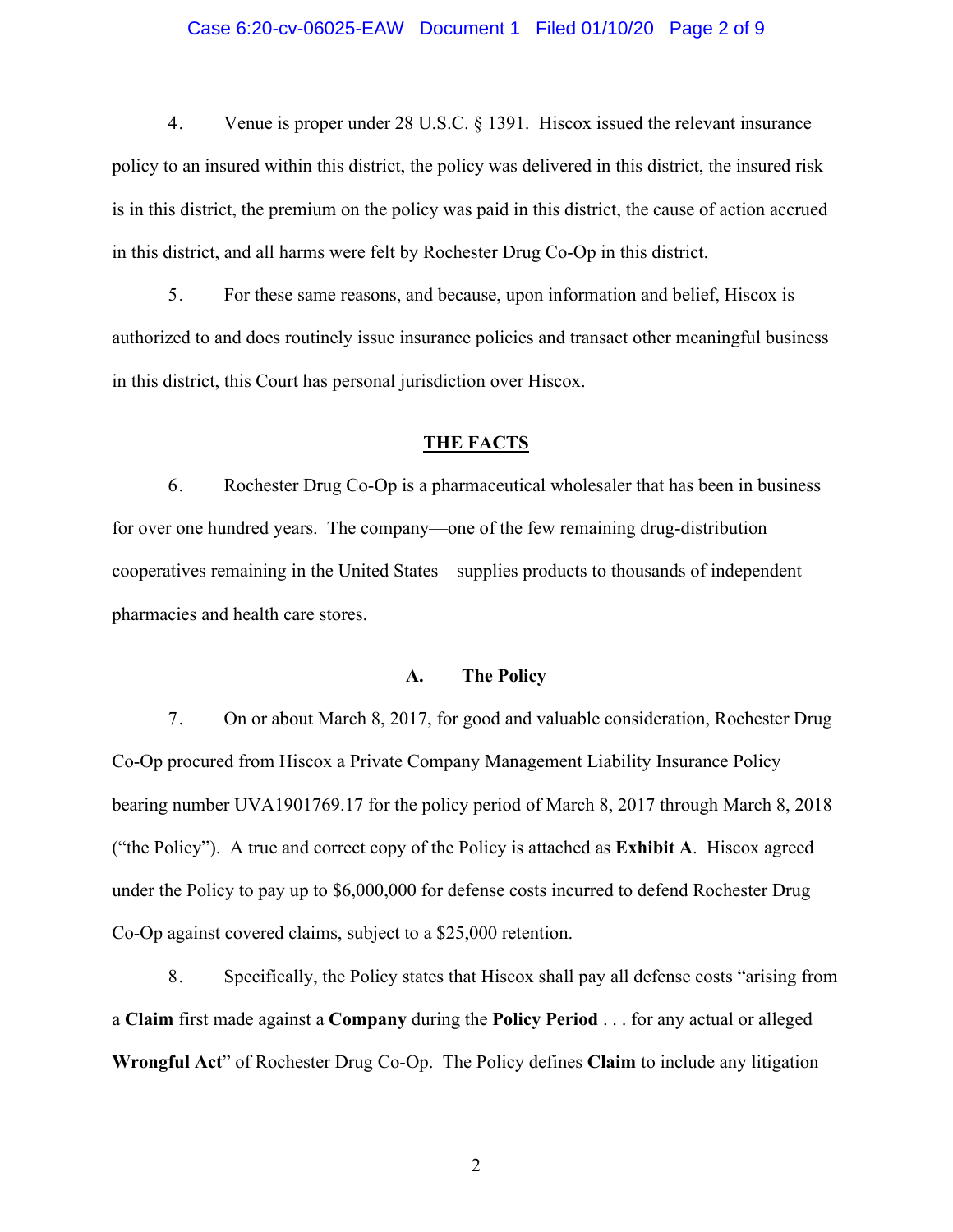4. Venue is proper under 28 U.S.C. § 1391. Hiscox issued the relevant insurance policy to an insured within this district, the policy was delivered in this district, the insured risk is in this district, the premium on the policy was paid in this district, the cause of action accrued in this district, and all harms were felt by Rochester Drug Co-Op in this district.

5. For these same reasons, and because, upon information and belief, Hiscox is authorized to and does routinely issue insurance policies and transact other meaningful business in this district, this Court has personal jurisdiction over Hiscox.

## THE FACTS

6. Rochester Drug Co-Op is a pharmaceutical wholesaler that has been in business for over one hundred years. The company—one of the few remaining drug-distribution cooperatives remaining in the United States—supplies products to thousands of independent pharmacies and health care stores.

### A. The Policy

7. On or about March 8, 2017, for good and valuable consideration, Rochester Drug Co-Op procured from Hiscox a Private Company Management Liability Insurance Policy bearing number UVA1901769.17 for the policy period of March 8, 2017 through March 8, 2018 ("the Policy"). A true and correct copy of the Policy is attached as **Exhibit A**. Hiscox agreed under the Policy to pay up to $6,000,000 for defense costs incurred to defend Rochester Drug Co-Op against covered claims, subject to a $25,000 retention.

8. Specifically, the Policy states that Hiscox shall pay all defense costs "arising from a **Claim** first made against a **Company** during the **Policy Period** . . . for any actual or alleged **Wrongful Act**" of Rochester Drug Co-Op. The Policy defines **Claim** to include any litigation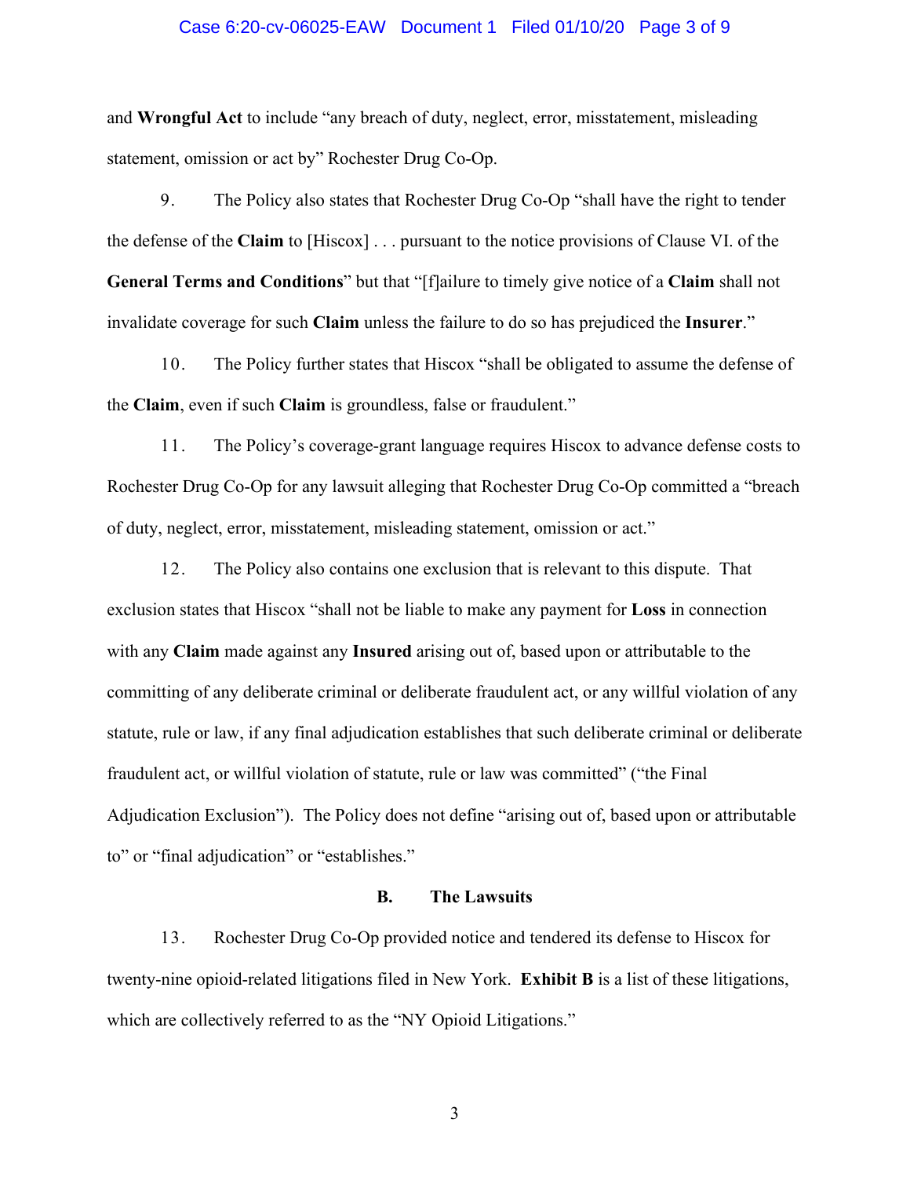and **Wrongful Act** to include "any breach of duty, neglect, error, misstatement, misleading statement, omission or act by" Rochester Drug Co-Op.

9. The Policy also states that Rochester Drug Co-Op "shall have the right to tender the defense of the **Claim** to [Hiscox] . . . pursuant to the notice provisions of Clause VI. of the **General Terms and Conditions**" but that "[f]ailure to timely give notice of a **Claim** shall not invalidate coverage for such **Claim** unless the failure to do so has prejudiced the **Insurer**."

10. The Policy further states that Hiscox "shall be obligated to assume the defense of the **Claim**, even if such **Claim** is groundless, false or fraudulent."

11. The Policy's coverage-grant language requires Hiscox to advance defense costs to Rochester Drug Co-Op for any lawsuit alleging that Rochester Drug Co-Op committed a "breach of duty, neglect, error, misstatement, misleading statement, omission or act."

12. The Policy also contains one exclusion that is relevant to this dispute. That exclusion states that Hiscox "shall not be liable to make any payment for **Loss** in connection with any **Claim** made against any **Insured** arising out of, based upon or attributable to the committing of any deliberate criminal or deliberate fraudulent act, or any willful violation of any statute, rule or law, if any final adjudication establishes that such deliberate criminal or deliberate fraudulent act, or willful violation of statute, rule or law was committed" ("the Final Adjudication Exclusion"). The Policy does not define "arising out of, based upon or attributable to" or "final adjudication" or "establishes."

### B. The Lawsuits

13. Rochester Drug Co-Op provided notice and tendered its defense to Hiscox for twenty-nine opioid-related litigations filed in New York. **Exhibit B** is a list of these litigations, which are collectively referred to as the "NY Opioid Litigations."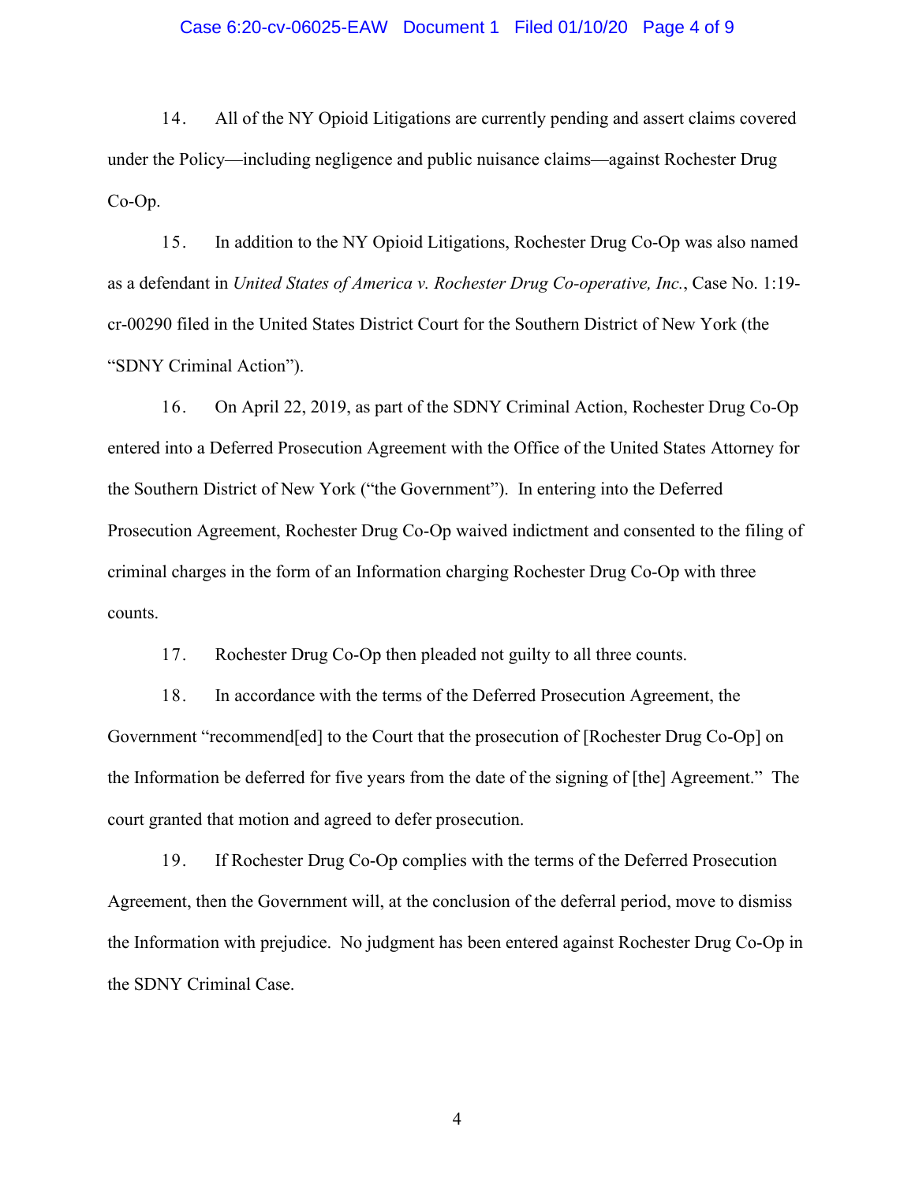14. All of the NY Opioid Litigations are currently pending and assert claims covered under the Policy—including negligence and public nuisance claims—against Rochester Drug Co-Op.

15. In addition to the NY Opioid Litigations, Rochester Drug Co-Op was also named as a defendant in *United States of America v. Rochester Drug Co-operative, Inc.*, Case No. 1:19-cr-00290 filed in the United States District Court for the Southern District of New York (the "SDNY Criminal Action").

16. On April 22, 2019, as part of the SDNY Criminal Action, Rochester Drug Co-Op entered into a Deferred Prosecution Agreement with the Office of the United States Attorney for the Southern District of New York ("the Government"). In entering into the Deferred Prosecution Agreement, Rochester Drug Co-Op waived indictment and consented to the filing of criminal charges in the form of an Information charging Rochester Drug Co-Op with three counts.

17. Rochester Drug Co-Op then pleaded not guilty to all three counts.

18. In accordance with the terms of the Deferred Prosecution Agreement, the Government "recommend[ed] to the Court that the prosecution of [Rochester Drug Co-Op] on the Information be deferred for five years from the date of the signing of [the] Agreement." The court granted that motion and agreed to defer prosecution.

19. If Rochester Drug Co-Op complies with the terms of the Deferred Prosecution Agreement, then the Government will, at the conclusion of the deferral period, move to dismiss the Information with prejudice. No judgment has been entered against Rochester Drug Co-Op in the SDNY Criminal Case.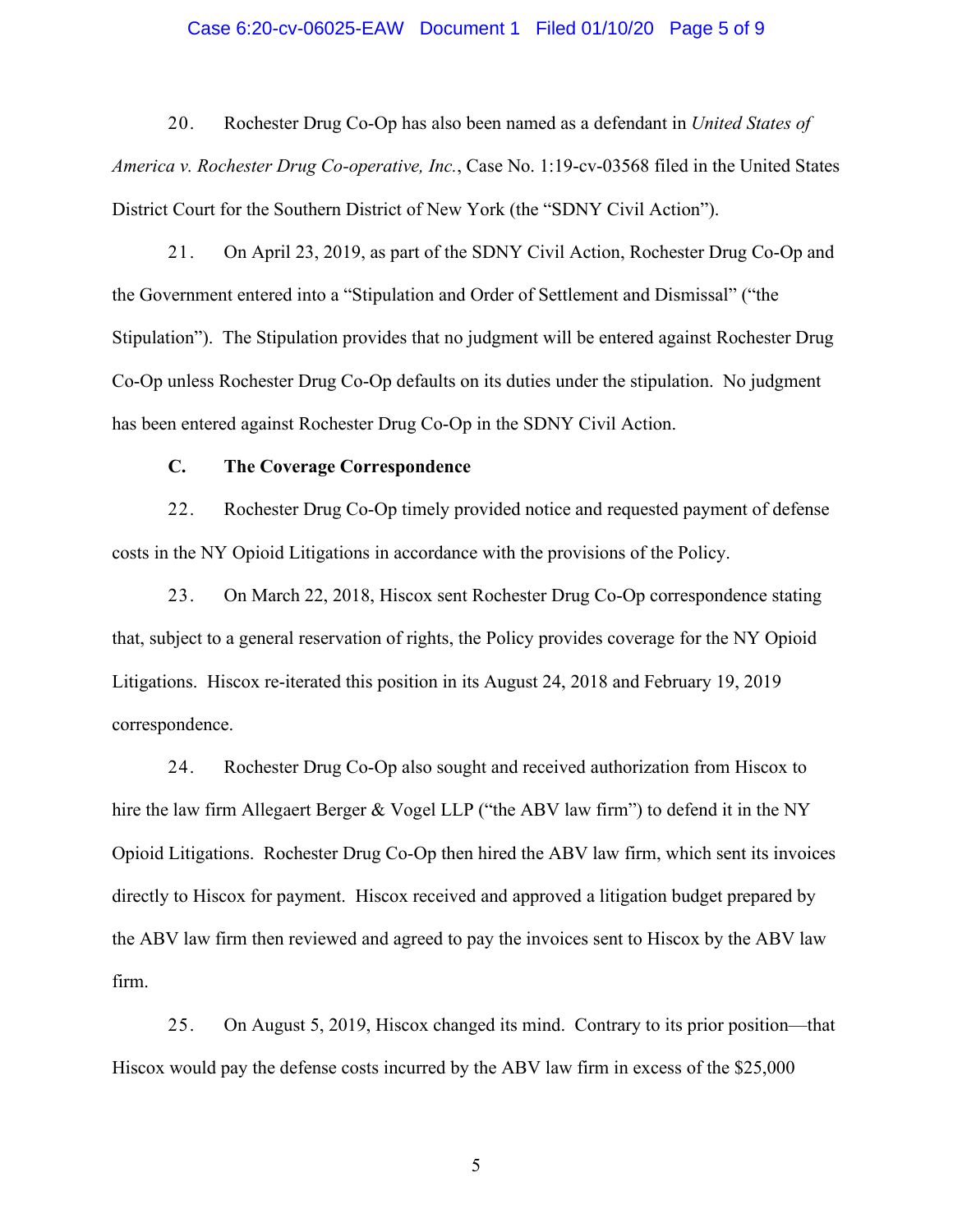20. Rochester Drug Co-Op has also been named as a defendant in *United States of America v. Rochester Drug Co-operative, Inc.*, Case No. 1:19-cv-03568 filed in the United States District Court for the Southern District of New York (the "SDNY Civil Action").

21. On April 23, 2019, as part of the SDNY Civil Action, Rochester Drug Co-Op and the Government entered into a "Stipulation and Order of Settlement and Dismissal" ("the Stipulation"). The Stipulation provides that no judgment will be entered against Rochester Drug Co-Op unless Rochester Drug Co-Op defaults on its duties under the stipulation. No judgment has been entered against Rochester Drug Co-Op in the SDNY Civil Action.

**C. The Coverage Correspondence**

22. Rochester Drug Co-Op timely provided notice and requested payment of defense costs in the NY Opioid Litigations in accordance with the provisions of the Policy.

23. On March 22, 2018, Hiscox sent Rochester Drug Co-Op correspondence stating that, subject to a general reservation of rights, the Policy provides coverage for the NY Opioid Litigations. Hiscox re-iterated this position in its August 24, 2018 and February 19, 2019 correspondence.

24. Rochester Drug Co-Op also sought and received authorization from Hiscox to hire the law firm Allegaert Berger & Vogel LLP ("the ABV law firm") to defend it in the NY Opioid Litigations. Rochester Drug Co-Op then hired the ABV law firm, which sent its invoices directly to Hiscox for payment. Hiscox received and approved a litigation budget prepared by the ABV law firm then reviewed and agreed to pay the invoices sent to Hiscox by the ABV law firm.

25. On August 5, 2019, Hiscox changed its mind. Contrary to its prior position—that Hiscox would pay the defense costs incurred by the ABV law firm in excess of the $25,000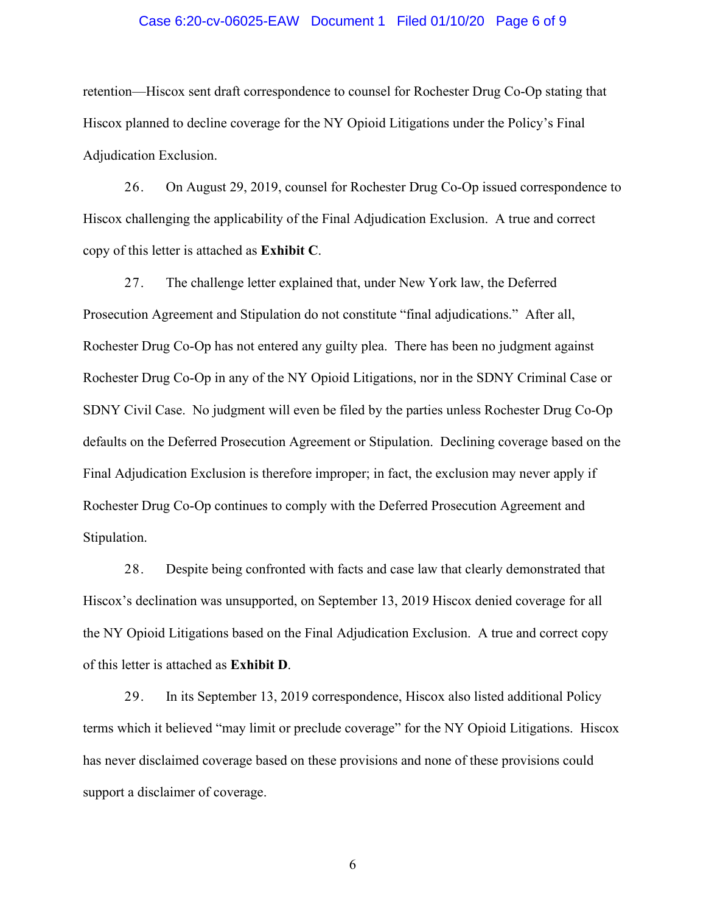retention—Hiscox sent draft correspondence to counsel for Rochester Drug Co-Op stating that Hiscox planned to decline coverage for the NY Opioid Litigations under the Policy's Final Adjudication Exclusion.

26. On August 29, 2019, counsel for Rochester Drug Co-Op issued correspondence to Hiscox challenging the applicability of the Final Adjudication Exclusion. A true and correct copy of this letter is attached as **Exhibit C**.

27. The challenge letter explained that, under New York law, the Deferred Prosecution Agreement and Stipulation do not constitute "final adjudications." After all, Rochester Drug Co-Op has not entered any guilty plea. There has been no judgment against Rochester Drug Co-Op in any of the NY Opioid Litigations, nor in the SDNY Criminal Case or SDNY Civil Case. No judgment will even be filed by the parties unless Rochester Drug Co-Op defaults on the Deferred Prosecution Agreement or Stipulation. Declining coverage based on the Final Adjudication Exclusion is therefore improper; in fact, the exclusion may never apply if Rochester Drug Co-Op continues to comply with the Deferred Prosecution Agreement and Stipulation.

28. Despite being confronted with facts and case law that clearly demonstrated that Hiscox's declination was unsupported, on September 13, 2019 Hiscox denied coverage for all the NY Opioid Litigations based on the Final Adjudication Exclusion. A true and correct copy of this letter is attached as **Exhibit D**.

29. In its September 13, 2019 correspondence, Hiscox also listed additional Policy terms which it believed "may limit or preclude coverage" for the NY Opioid Litigations. Hiscox has never disclaimed coverage based on these provisions and none of these provisions could support a disclaimer of coverage.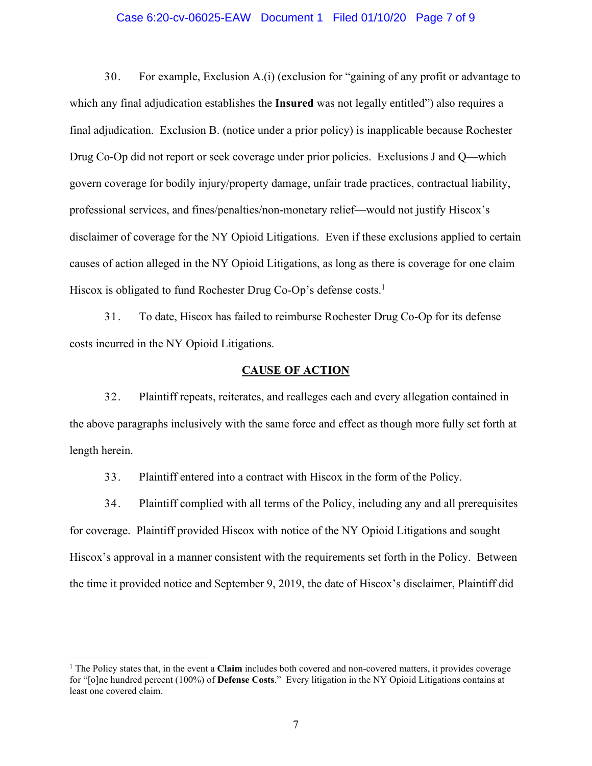30. For example, Exclusion A.(i) (exclusion for "gaining of any profit or advantage to which any final adjudication establishes the **Insured** was not legally entitled") also requires a final adjudication. Exclusion B. (notice under a prior policy) is inapplicable because Rochester Drug Co-Op did not report or seek coverage under prior policies. Exclusions J and Q—which govern coverage for bodily injury/property damage, unfair trade practices, contractual liability, professional services, and fines/penalties/non-monetary relief—would not justify Hiscox's disclaimer of coverage for the NY Opioid Litigations. Even if these exclusions applied to certain causes of action alleged in the NY Opioid Litigations, as long as there is coverage for one claim Hiscox is obligated to fund Rochester Drug Co-Op's defense costs.[1]

31. To date, Hiscox has failed to reimburse Rochester Drug Co-Op for its defense costs incurred in the NY Opioid Litigations.

## CAUSE OF ACTION

32. Plaintiff repeats, reiterates, and realleges each and every allegation contained in the above paragraphs inclusively with the same force and effect as though more fully set forth at length herein.

33. Plaintiff entered into a contract with Hiscox in the form of the Policy.

34. Plaintiff complied with all terms of the Policy, including any and all prerequisites for coverage. Plaintiff provided Hiscox with notice of the NY Opioid Litigations and sought Hiscox's approval in a manner consistent with the requirements set forth in the Policy. Between the time it provided notice and September 9, 2019, the date of Hiscox's disclaimer, Plaintiff did

---

[1] The Policy states that, in the event a **Claim** includes both covered and non-covered matters, it provides coverage for "[o]ne hundred percent (100%) of **Defense Costs**." Every litigation in the NY Opioid Litigations contains at least one covered claim.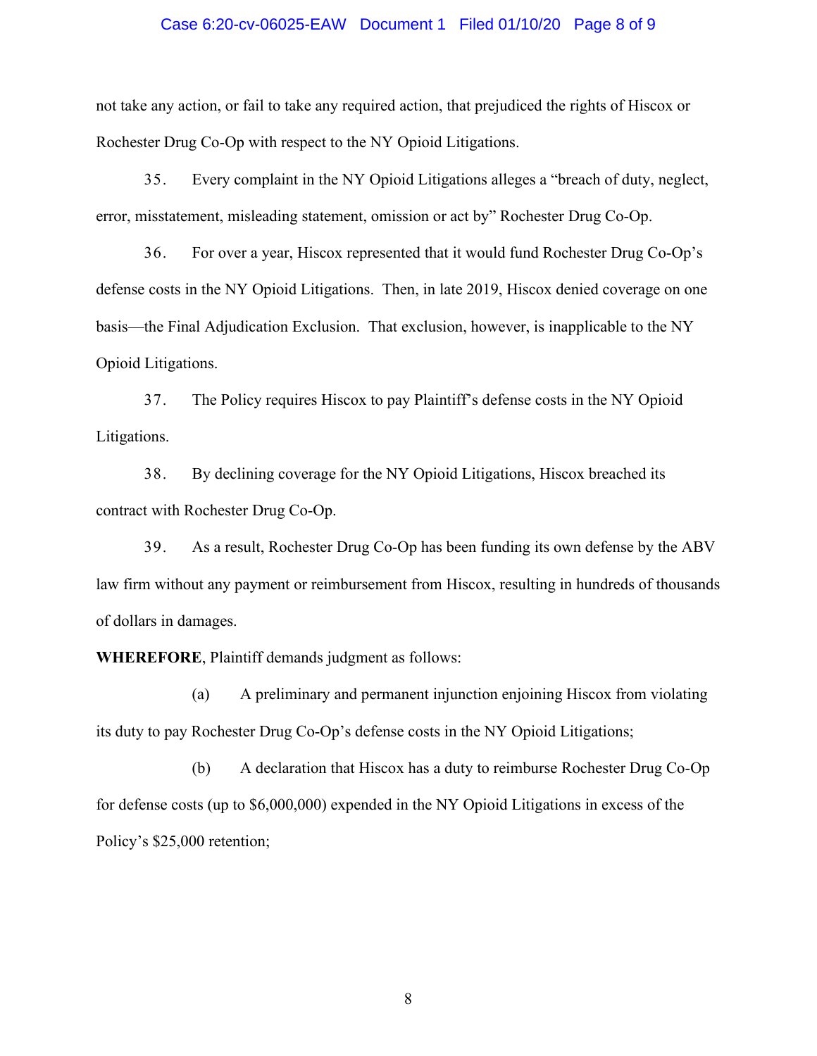not take any action, or fail to take any required action, that prejudiced the rights of Hiscox or Rochester Drug Co-Op with respect to the NY Opioid Litigations.

35. Every complaint in the NY Opioid Litigations alleges a "breach of duty, neglect, error, misstatement, misleading statement, omission or act by" Rochester Drug Co-Op.

36. For over a year, Hiscox represented that it would fund Rochester Drug Co-Op's defense costs in the NY Opioid Litigations. Then, in late 2019, Hiscox denied coverage on one basis—the Final Adjudication Exclusion. That exclusion, however, is inapplicable to the NY Opioid Litigations.

37. The Policy requires Hiscox to pay Plaintiff's defense costs in the NY Opioid Litigations.

38. By declining coverage for the NY Opioid Litigations, Hiscox breached its contract with Rochester Drug Co-Op.

39. As a result, Rochester Drug Co-Op has been funding its own defense by the ABV law firm without any payment or reimbursement from Hiscox, resulting in hundreds of thousands of dollars in damages.

**WHEREFORE**, Plaintiff demands judgment as follows:

(a) A preliminary and permanent injunction enjoining Hiscox from violating its duty to pay Rochester Drug Co-Op's defense costs in the NY Opioid Litigations;

(b) A declaration that Hiscox has a duty to reimburse Rochester Drug Co-Op for defense costs (up to $6,000,000) expended in the NY Opioid Litigations in excess of the Policy's $25,000 retention;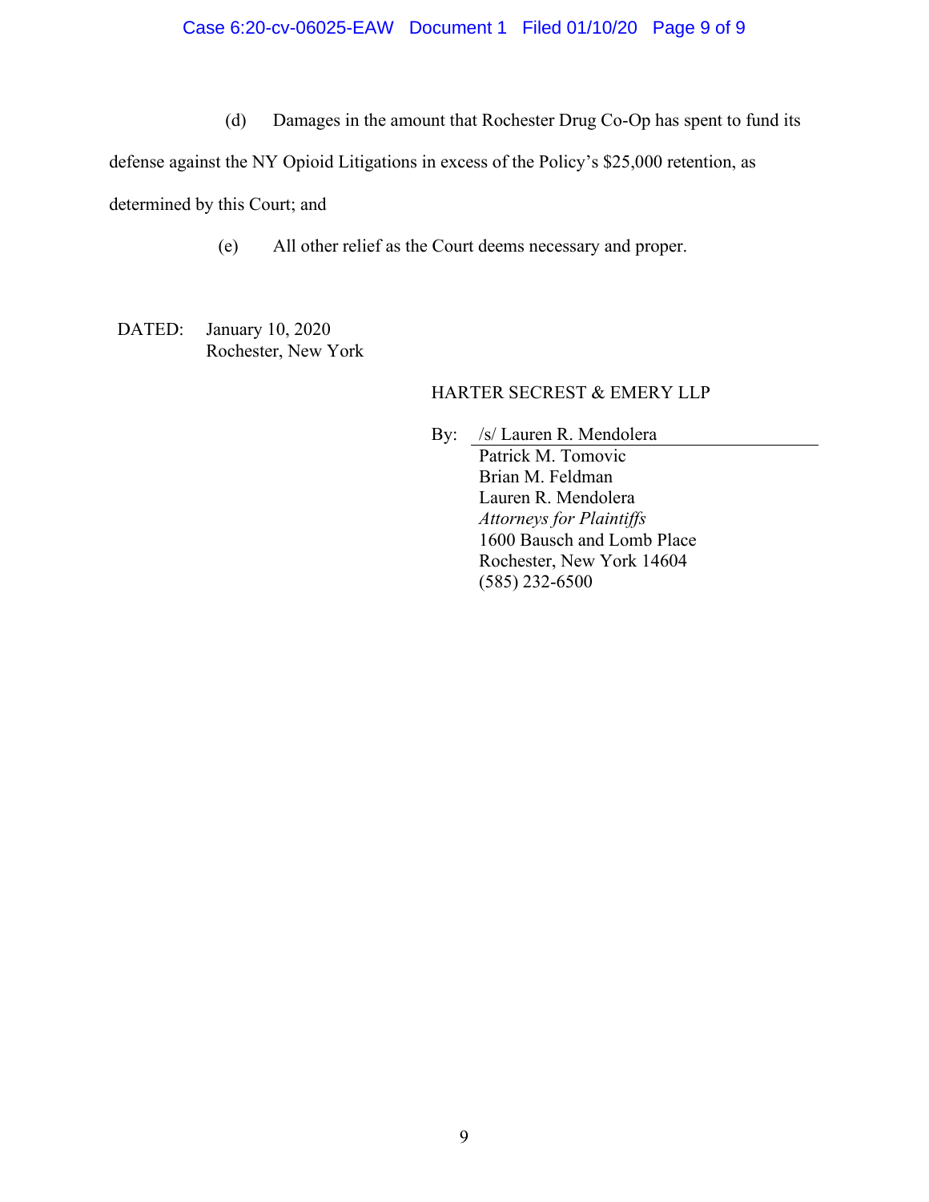(d) Damages in the amount that Rochester Drug Co-Op has spent to fund its defense against the NY Opioid Litigations in excess of the Policy's $25,000 retention, as determined by this Court; and

(e) All other relief as the Court deems necessary and proper.

DATED: January 10, 2020
Rochester, New York

HARTER SECREST & EMERY LLP

By: /s/ Lauren R. Mendolera
Patrick M. Tomovic
Brian M. Feldman
Lauren R. Mendolera
*Attorneys for Plaintiffs*
1600 Bausch and Lomb Place
Rochester, New York 14604
(585) 232-6500